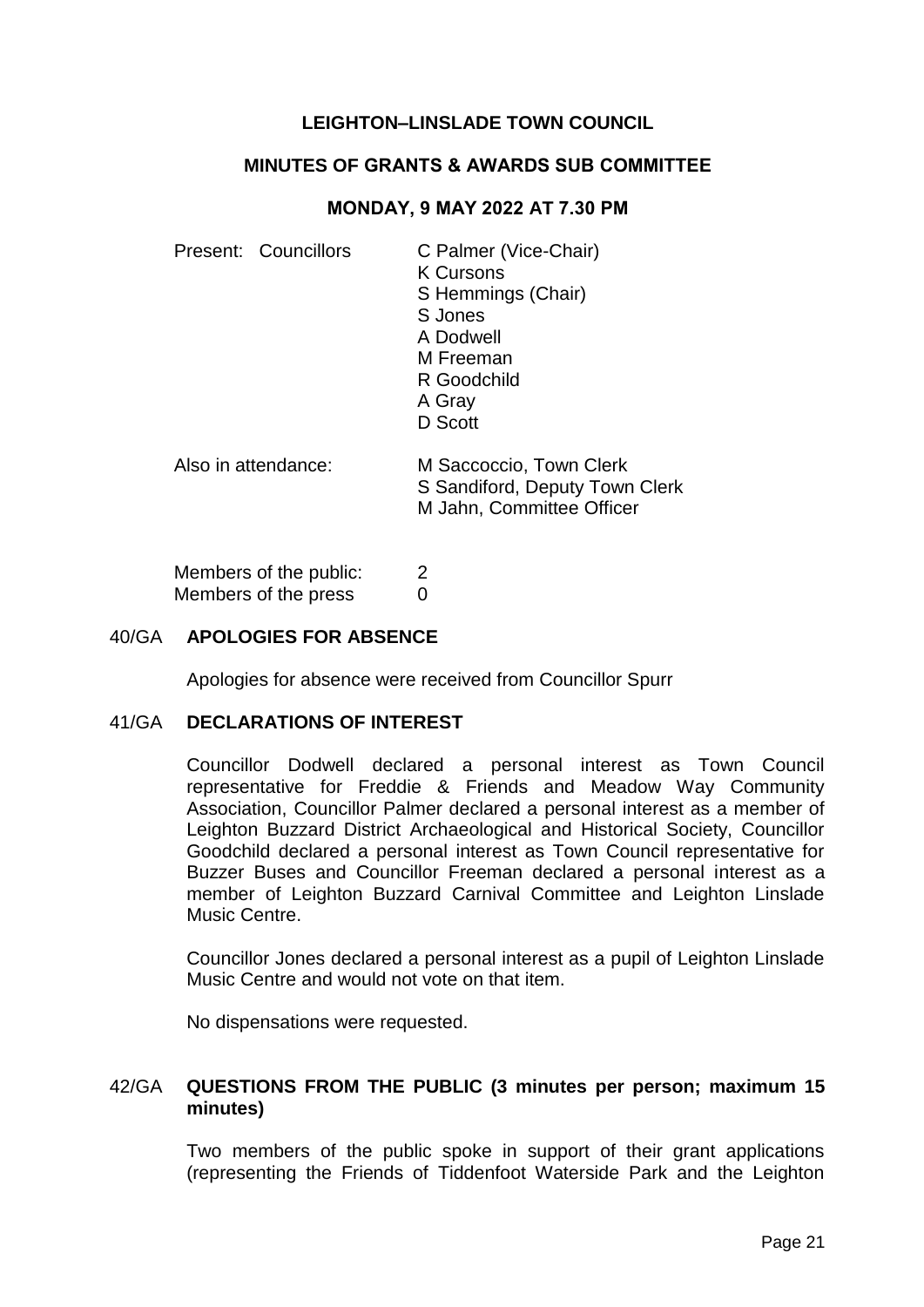# LEIGHTON–LINSLADE TOWN COUNCIL

## MINUTES OF GRANTS & AWARDS SUB COMMITTEE

### MONDAY, 9 MAY 2022 AT 7.30 PM

Present: Councillors
- C Palmer (Vice-Chair)
- K Cursons
- S Hemmings (Chair)
- S Jones
- A Dodwell
- M Freeman
- R Goodchild
- A Gray
- D Scott

Also in attendance:
- M Saccoccio, Town Clerk
- S Sandiford, Deputy Town Clerk
- M Jahn, Committee Officer

Members of the public: 2
Members of the press 0

**40/GA APOLOGIES FOR ABSENCE**

Apologies for absence were received from Councillor Spurr

**41/GA DECLARATIONS OF INTEREST**

Councillor Dodwell declared a personal interest as Town Council representative for Freddie & Friends and Meadow Way Community Association, Councillor Palmer declared a personal interest as a member of Leighton Buzzard District Archaeological and Historical Society, Councillor Goodchild declared a personal interest as Town Council representative for Buzzer Buses and Councillor Freeman declared a personal interest as a member of Leighton Buzzard Carnival Committee and Leighton Linslade Music Centre.

Councillor Jones declared a personal interest as a pupil of Leighton Linslade Music Centre and would not vote on that item.

No dispensations were requested.

**42/GA QUESTIONS FROM THE PUBLIC (3 minutes per person; maximum 15 minutes)**

Two members of the public spoke in support of their grant applications (representing the Friends of Tiddenfoot Waterside Park and the Leighton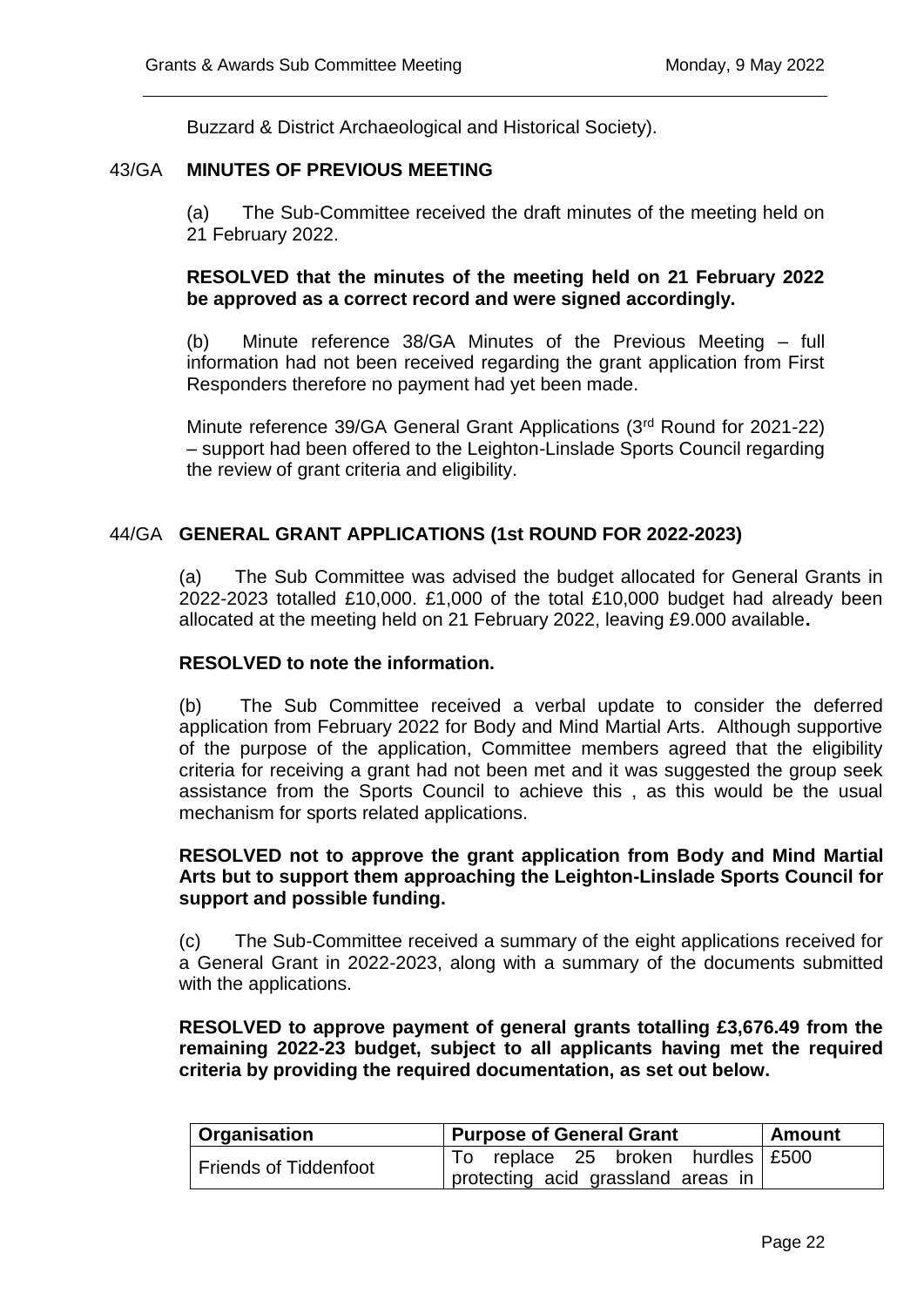Buzzard & District Archaeological and Historical Society).

## 43/GA MINUTES OF PREVIOUS MEETING

(a) The Sub-Committee received the draft minutes of the meeting held on 21 February 2022.

**RESOLVED that the minutes of the meeting held on 21 February 2022 be approved as a correct record and were signed accordingly.**

(b) Minute reference 38/GA Minutes of the Previous Meeting – full information had not been received regarding the grant application from First Responders therefore no payment had yet been made.

Minute reference 39/GA General Grant Applications (3rd Round for 2021-22) – support had been offered to the Leighton-Linslade Sports Council regarding the review of grant criteria and eligibility.

## 44/GA GENERAL GRANT APPLICATIONS (1st ROUND FOR 2022-2023)

(a) The Sub Committee was advised the budget allocated for General Grants in 2022-2023 totalled £10,000. £1,000 of the total £10,000 budget had already been allocated at the meeting held on 21 February 2022, leaving £9.000 available**.**

**RESOLVED to note the information.**

(b) The Sub Committee received a verbal update to consider the deferred application from February 2022 for Body and Mind Martial Arts. Although supportive of the purpose of the application, Committee members agreed that the eligibility criteria for receiving a grant had not been met and it was suggested the group seek assistance from the Sports Council to achieve this , as this would be the usual mechanism for sports related applications.

**RESOLVED not to approve the grant application from Body and Mind Martial Arts but to support them approaching the Leighton-Linslade Sports Council for support and possible funding.**

(c) The Sub-Committee received a summary of the eight applications received for a General Grant in 2022-2023, along with a summary of the documents submitted with the applications.

**RESOLVED to approve payment of general grants totalling £3,676.49 from the remaining 2022-23 budget, subject to all applicants having met the required criteria by providing the required documentation, as set out below.**

| Organisation | Purpose of General Grant | Amount |
|---|---|---|
| Friends of Tiddenfoot | To replace 25 broken hurdles protecting acid grassland areas in | £500 |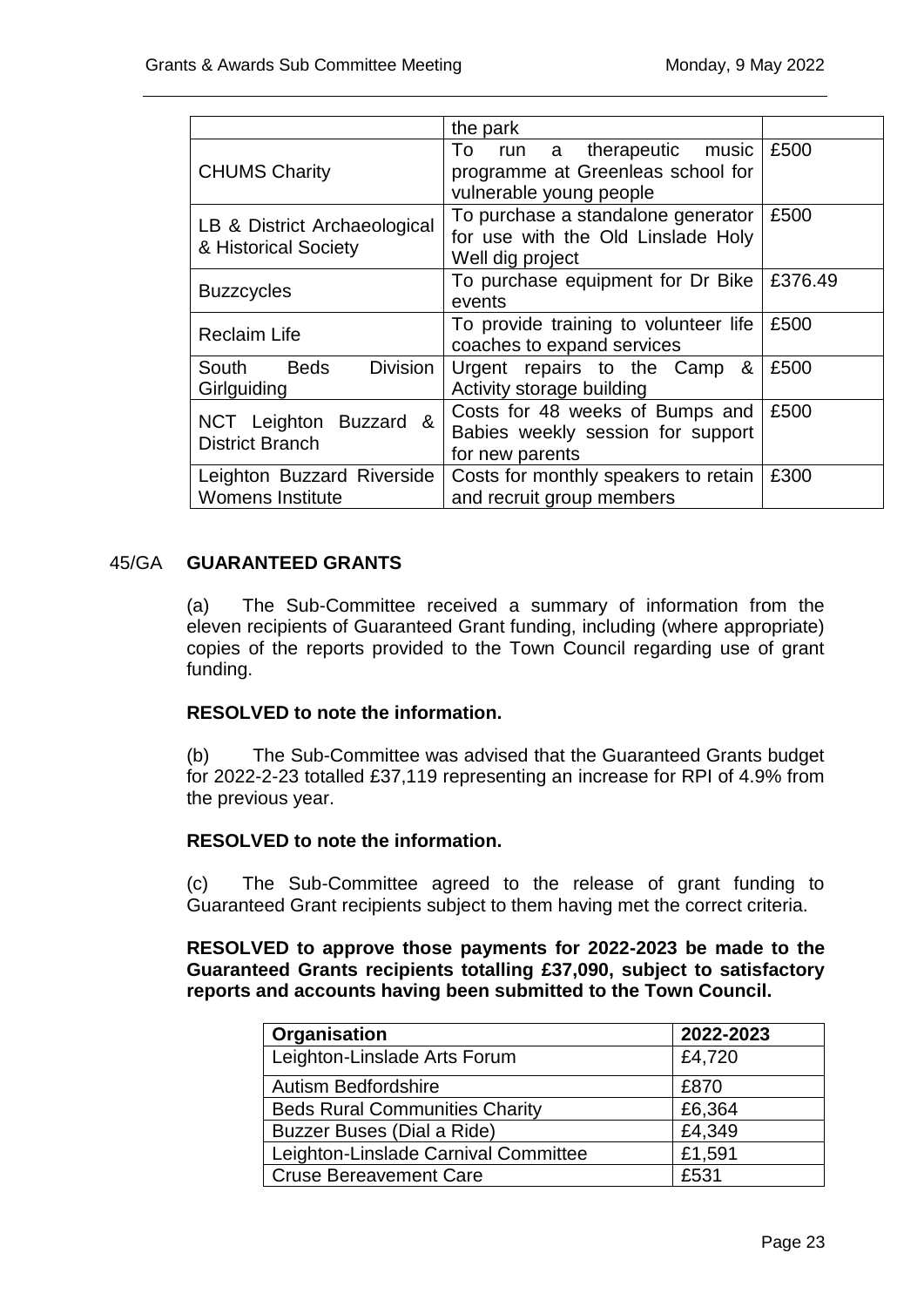| | the park | |
|---|---|---|
| CHUMS Charity | To run a therapeutic music programme at Greenleas school for vulnerable young people | £500 |
| LB & District Archaeological & Historical Society | To purchase a standalone generator for use with the Old Linslade Holy Well dig project | £500 |
| Buzzcycles | To purchase equipment for Dr Bike events | £376.49 |
| Reclaim Life | To provide training to volunteer life coaches to expand services | £500 |
| South Beds Division Girlguiding | Urgent repairs to the Camp & Activity storage building | £500 |
| NCT Leighton Buzzard & District Branch | Costs for 48 weeks of Bumps and Babies weekly session for support for new parents | £500 |
| Leighton Buzzard Riverside Womens Institute | Costs for monthly speakers to retain and recruit group members | £300 |

## 45/GA GUARANTEED GRANTS

(a) The Sub-Committee received a summary of information from the eleven recipients of Guaranteed Grant funding, including (where appropriate) copies of the reports provided to the Town Council regarding use of grant funding.

**RESOLVED to note the information.**

(b) The Sub-Committee was advised that the Guaranteed Grants budget for 2022-2-23 totalled £37,119 representing an increase for RPI of 4.9% from the previous year.

**RESOLVED to note the information.**

(c) The Sub-Committee agreed to the release of grant funding to Guaranteed Grant recipients subject to them having met the correct criteria.

**RESOLVED to approve those payments for 2022-2023 be made to the Guaranteed Grants recipients totalling £37,090, subject to satisfactory reports and accounts having been submitted to the Town Council.**

| Organisation | 2022-2023 |
|---|---|
| Leighton-Linslade Arts Forum | £4,720 |
| Autism Bedfordshire | £870 |
| Beds Rural Communities Charity | £6,364 |
| Buzzer Buses (Dial a Ride) | £4,349 |
| Leighton-Linslade Carnival Committee | £1,591 |
| Cruse Bereavement Care | £531 |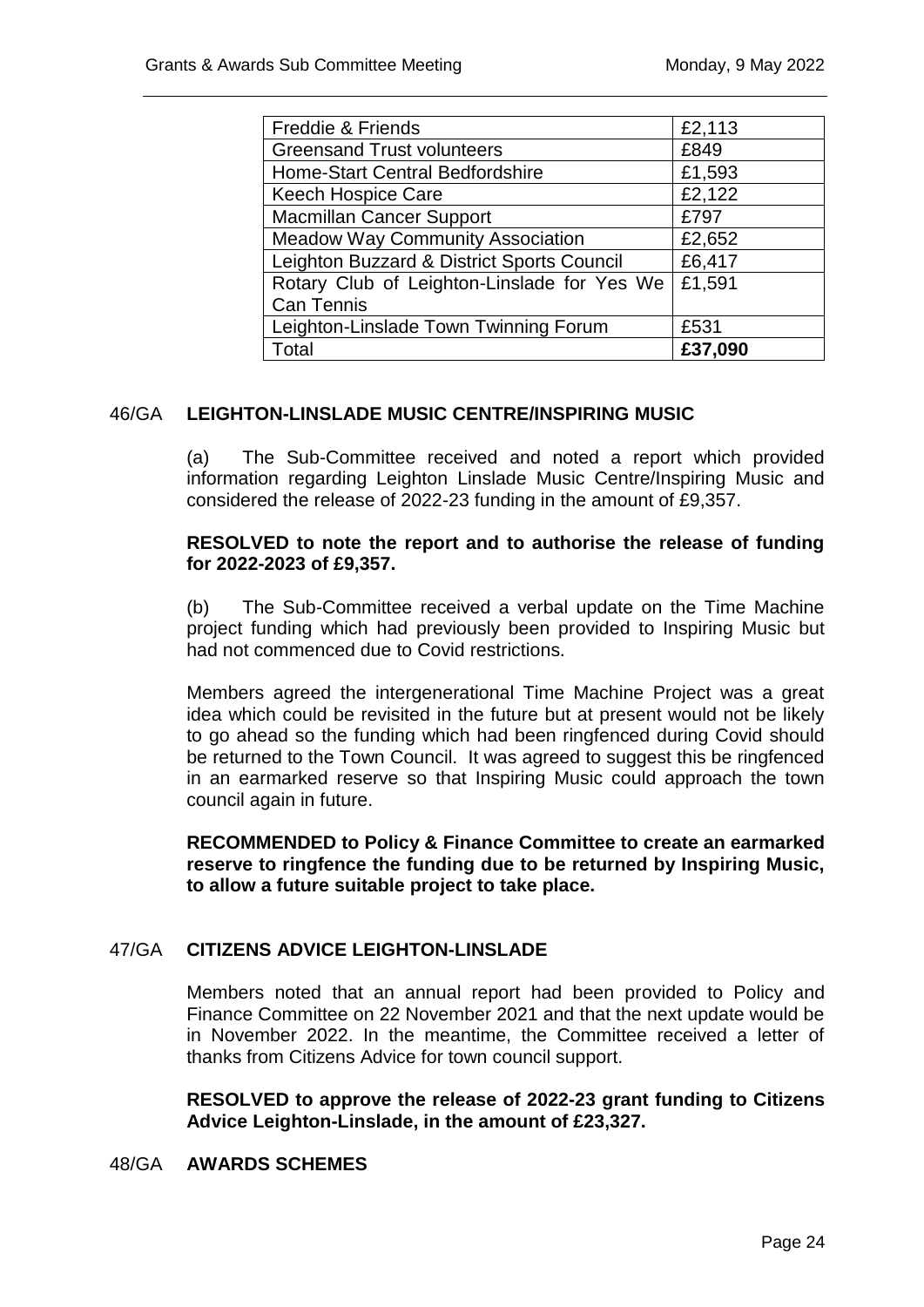| Freddie & Friends | £2,113 |
|---|---|
| Greensand Trust volunteers | £849 |
| Home-Start Central Bedfordshire | £1,593 |
| Keech Hospice Care | £2,122 |
| Macmillan Cancer Support | £797 |
| Meadow Way Community Association | £2,652 |
| Leighton Buzzard & District Sports Council | £6,417 |
| Rotary Club of Leighton-Linslade for Yes We Can Tennis | £1,591 |
| Leighton-Linslade Town Twinning Forum | £531 |
| Total | **£37,090** |

## 46/GA LEIGHTON-LINSLADE MUSIC CENTRE/INSPIRING MUSIC

(a) The Sub-Committee received and noted a report which provided information regarding Leighton Linslade Music Centre/Inspiring Music and considered the release of 2022-23 funding in the amount of £9,357.

**RESOLVED to note the report and to authorise the release of funding for 2022-2023 of £9,357.**

(b) The Sub-Committee received a verbal update on the Time Machine project funding which had previously been provided to Inspiring Music but had not commenced due to Covid restrictions.

Members agreed the intergenerational Time Machine Project was a great idea which could be revisited in the future but at present would not be likely to go ahead so the funding which had been ringfenced during Covid should be returned to the Town Council. It was agreed to suggest this be ringfenced in an earmarked reserve so that Inspiring Music could approach the town council again in future.

**RECOMMENDED to Policy & Finance Committee to create an earmarked reserve to ringfence the funding due to be returned by Inspiring Music, to allow a future suitable project to take place.**

## 47/GA CITIZENS ADVICE LEIGHTON-LINSLADE

Members noted that an annual report had been provided to Policy and Finance Committee on 22 November 2021 and that the next update would be in November 2022. In the meantime, the Committee received a letter of thanks from Citizens Advice for town council support.

**RESOLVED to approve the release of 2022-23 grant funding to Citizens Advice Leighton-Linslade, in the amount of £23,327.**

## 48/GA AWARDS SCHEMES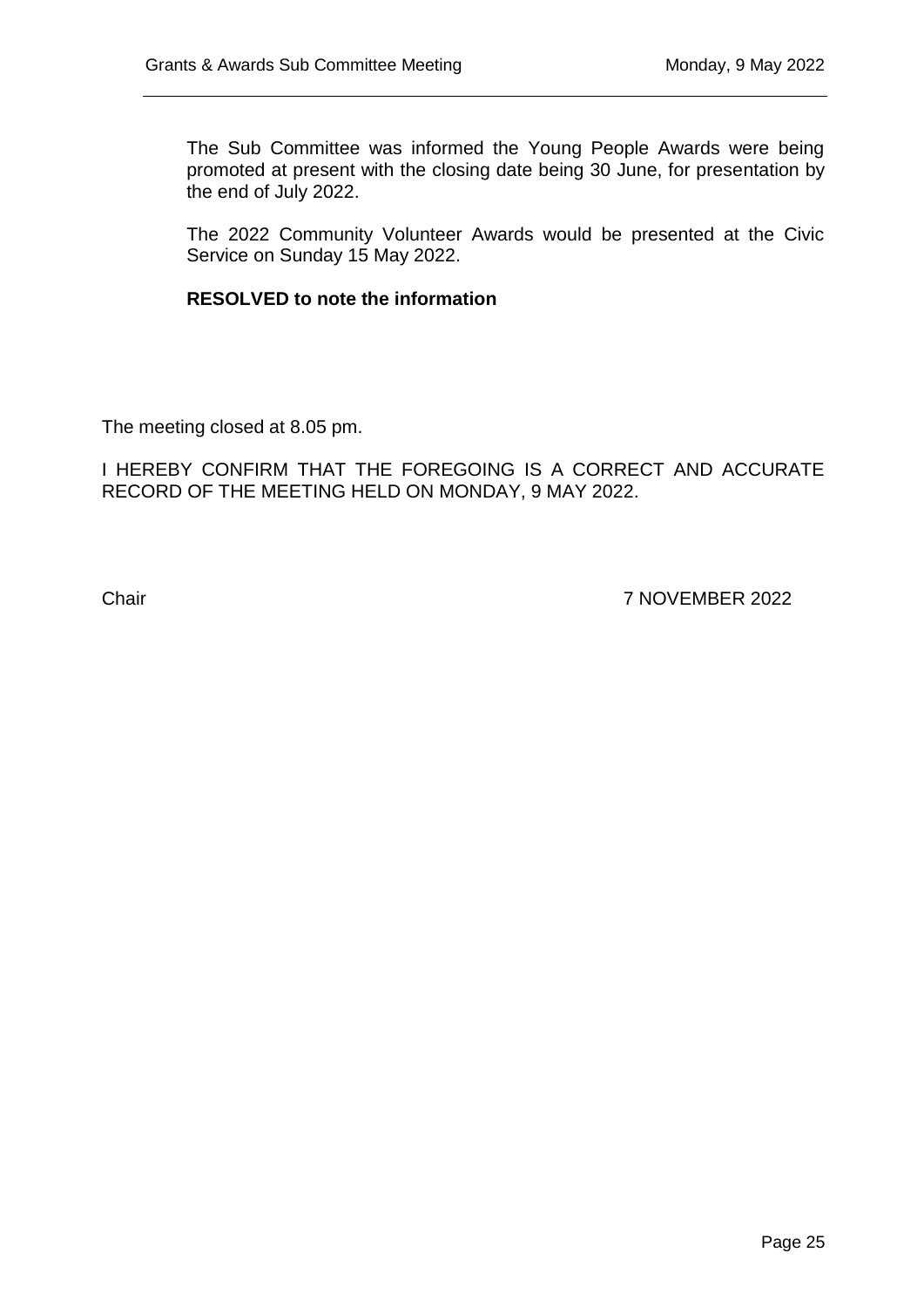The Sub Committee was informed the Young People Awards were being promoted at present with the closing date being 30 June, for presentation by the end of July 2022.

The 2022 Community Volunteer Awards would be presented at the Civic Service on Sunday 15 May 2022.

**RESOLVED to note the information**

The meeting closed at 8.05 pm.

I HEREBY CONFIRM THAT THE FOREGOING IS A CORRECT AND ACCURATE RECORD OF THE MEETING HELD ON MONDAY, 9 MAY 2022.

Chair 7 NOVEMBER 2022